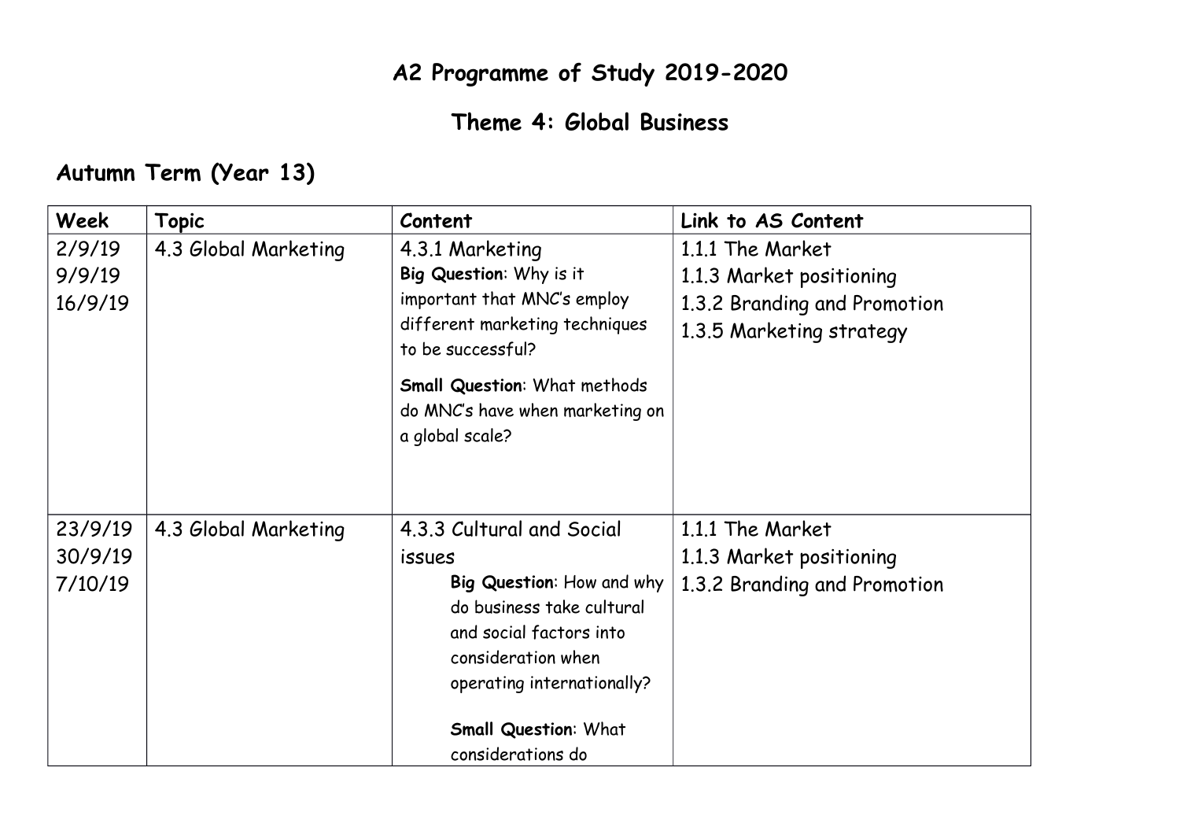# A2 Programme of Study 2019-2020

## Theme 4: Global Business

### Autumn Term (Year 13)

| Week | Topic | Content | Link to AS Content |
|---|---|---|---|
| 2/9/19<br>9/9/19<br>16/9/19 | 4.3 Global Marketing | 4.3.1 Marketing<br>**Big Question**: Why is it important that MNC's employ different marketing techniques to be successful?<br>**Small Question**: What methods do MNC's have when marketing on a global scale? | 1.1.1 The Market<br>1.1.3 Market positioning<br>1.3.2 Branding and Promotion<br>1.3.5 Marketing strategy |
| 23/9/19<br>30/9/19<br>7/10/19 | 4.3 Global Marketing | 4.3.3 Cultural and Social issues<br>**Big Question**: How and why do business take cultural and social factors into consideration when operating internationally?<br>**Small Question**: What considerations do | 1.1.1 The Market<br>1.1.3 Market positioning<br>1.3.2 Branding and Promotion |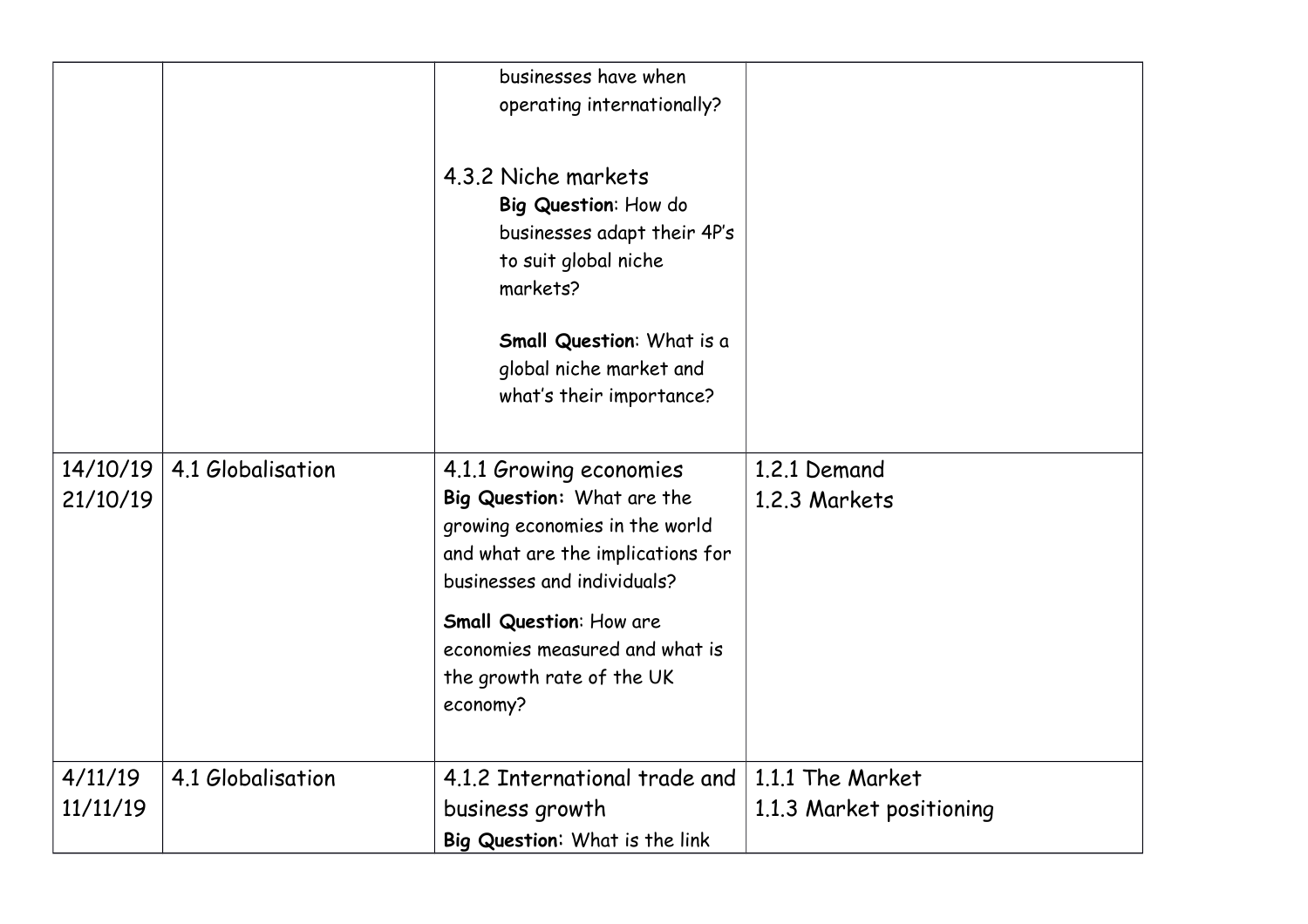| | | | |
|---|---|---|---|
| | | businesses have when operating internationally?<br><br>4.3.2 Niche markets<br>**Big Question**: How do businesses adapt their 4P's to suit global niche markets?<br><br>**Small Question**: What is a global niche market and what's their importance? | |
| 14/10/19<br>21/10/19 | 4.1 Globalisation | 4.1.1 Growing economies<br>**Big Question:** What are the growing economies in the world and what are the implications for businesses and individuals?<br><br>**Small Question**: How are economies measured and what is the growth rate of the UK economy? | 1.2.1 Demand<br>1.2.3 Markets |
| 4/11/19<br>11/11/19 | 4.1 Globalisation | 4.1.2 International trade and business growth<br>**Big Question**: What is the link | 1.1.1 The Market<br>1.1.3 Market positioning |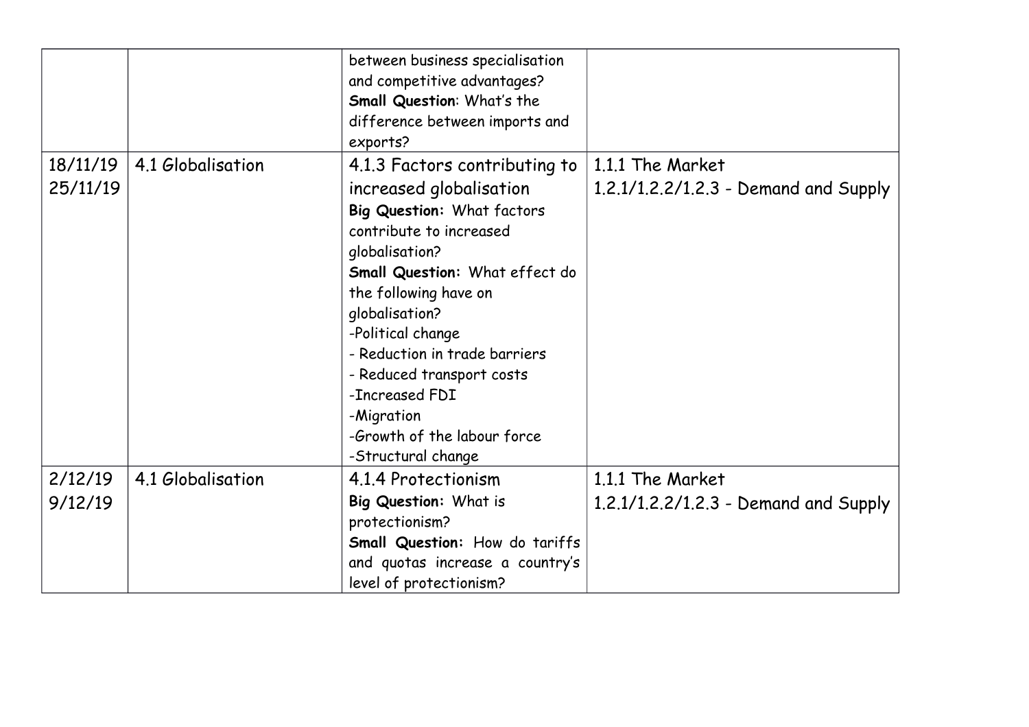| | | | |
|---|---|---|---|
| | | between business specialisation and competitive advantages?<br>**Small Question**: What's the difference between imports and exports? | |
| 18/11/19<br>25/11/19 | 4.1 Globalisation | 4.1.3 Factors contributing to increased globalisation<br>**Big Question:** What factors contribute to increased globalisation?<br>**Small Question:** What effect do the following have on globalisation?<br>-Political change<br>- Reduction in trade barriers<br>- Reduced transport costs<br>-Increased FDI<br>-Migration<br>-Growth of the labour force<br>-Structural change | 1.1.1 The Market<br>1.2.1/1.2.2/1.2.3 - Demand and Supply |
| 2/12/19<br>9/12/19 | 4.1 Globalisation | 4.1.4 Protectionism<br>**Big Question:** What is protectionism?<br>**Small Question:** How do tariffs and quotas increase a country's level of protectionism? | 1.1.1 The Market<br>1.2.1/1.2.2/1.2.3 - Demand and Supply |